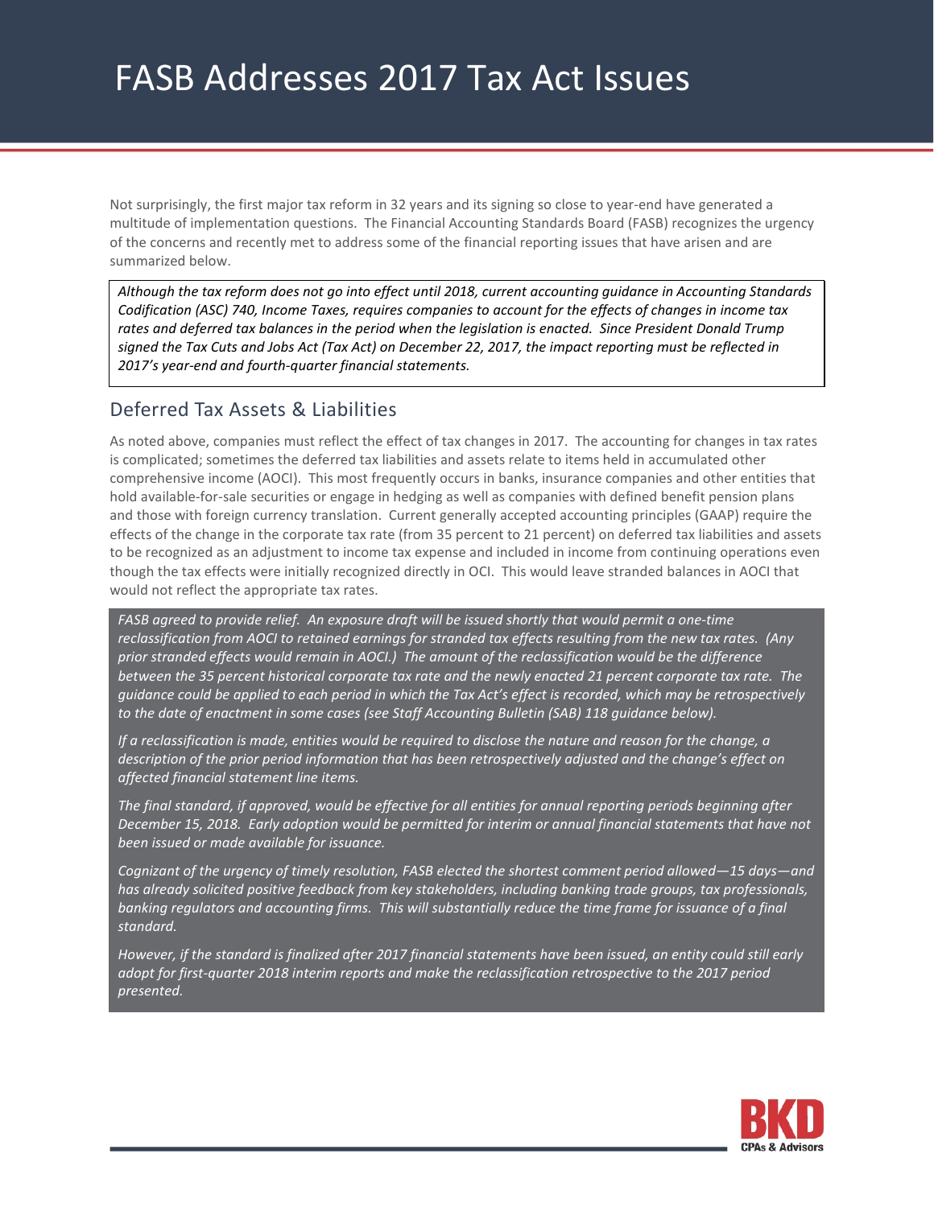# FASB Addresses 2017 Tax Act Issues

Not surprisingly, the first major tax reform in 32 years and its signing so close to year-end have generated a multitude of implementation questions. The Financial Accounting Standards Board (FASB) recognizes the urgency of the concerns and recently met to address some of the financial reporting issues that have arisen and are summarized below.

*Although the tax reform does not go into effect until 2018, current accounting guidance in Accounting Standards Codification (ASC) 740, Income Taxes, requires companies to account for the effects of changes in income tax rates and deferred tax balances in the period when the legislation is enacted. Since President Donald Trump signed the Tax Cuts and Jobs Act (Tax Act) on December 22, 2017, the impact reporting must be reflected in 2017's year-end and fourth-quarter financial statements.*

## Deferred Tax Assets & Liabilities

As noted above, companies must reflect the effect of tax changes in 2017. The accounting for changes in tax rates is complicated; sometimes the deferred tax liabilities and assets relate to items held in accumulated other comprehensive income (AOCI). This most frequently occurs in banks, insurance companies and other entities that hold available-for-sale securities or engage in hedging as well as companies with defined benefit pension plans and those with foreign currency translation. Current generally accepted accounting principles (GAAP) require the effects of the change in the corporate tax rate (from 35 percent to 21 percent) on deferred tax liabilities and assets to be recognized as an adjustment to income tax expense and included in income from continuing operations even though the tax effects were initially recognized directly in OCI. This would leave stranded balances in AOCI that would not reflect the appropriate tax rates.

*FASB agreed to provide relief. An exposure draft will be issued shortly that would permit a one-time reclassification from AOCI to retained earnings for stranded tax effects resulting from the new tax rates. (Any prior stranded effects would remain in AOCI.) The amount of the reclassification would be the difference between the 35 percent historical corporate tax rate and the newly enacted 21 percent corporate tax rate. The guidance could be applied to each period in which the Tax Act's effect is recorded, which may be retrospectively to the date of enactment in some cases (see Staff Accounting Bulletin (SAB) 118 guidance below).*

*If a reclassification is made, entities would be required to disclose the nature and reason for the change, a description of the prior period information that has been retrospectively adjusted and the change's effect on affected financial statement line items.*

*The final standard, if approved, would be effective for all entities for annual reporting periods beginning after December 15, 2018. Early adoption would be permitted for interim or annual financial statements that have not been issued or made available for issuance.*

*Cognizant of the urgency of timely resolution, FASB elected the shortest comment period allowed—15 days—and has already solicited positive feedback from key stakeholders, including banking trade groups, tax professionals, banking regulators and accounting firms. This will substantially reduce the time frame for issuance of a final standard.*

*However, if the standard is finalized after 2017 financial statements have been issued, an entity could still early adopt for first-quarter 2018 interim reports and make the reclassification retrospective to the 2017 period presented.*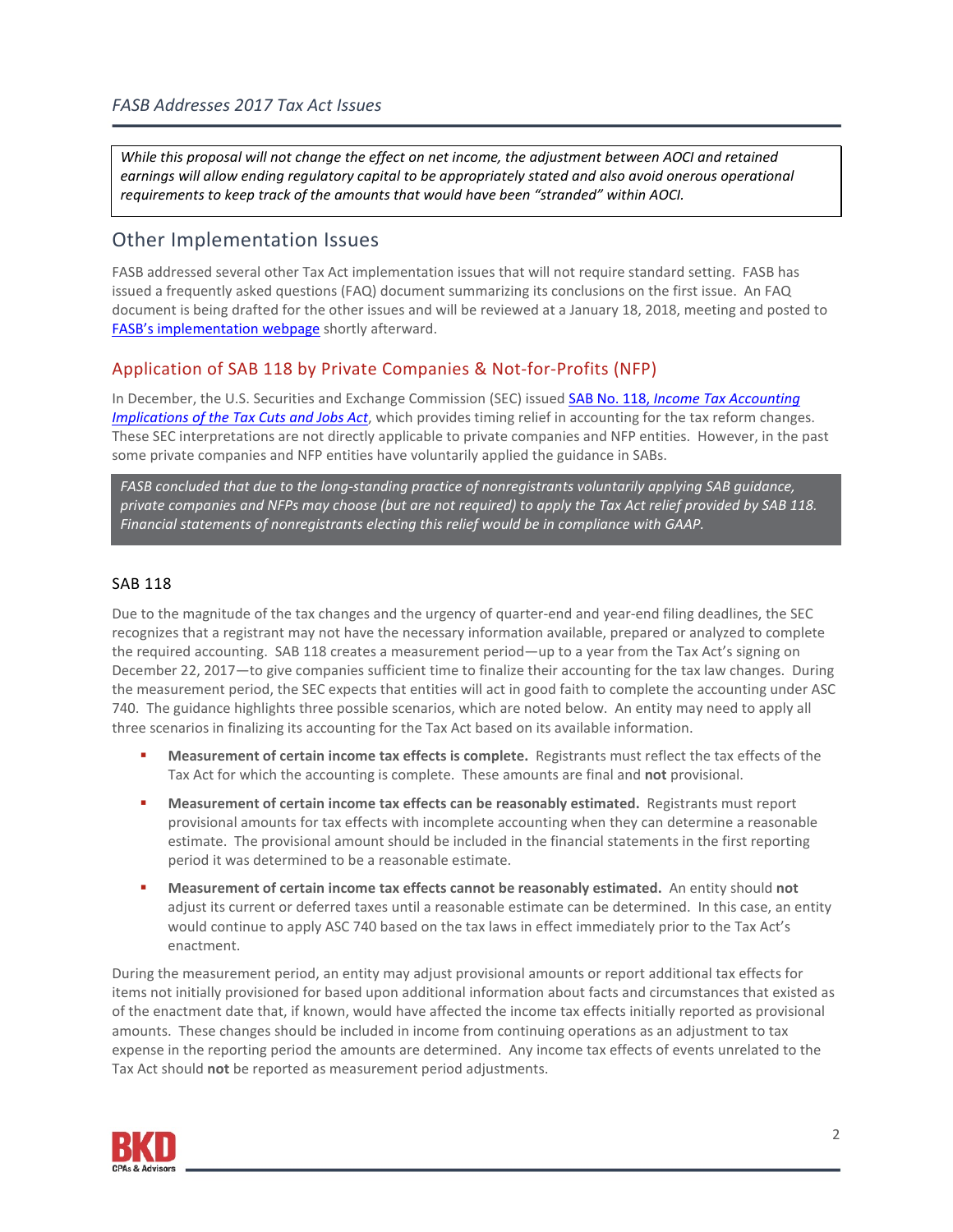*While this proposal will not change the effect on net income, the adjustment between AOCI and retained earnings will allow ending regulatory capital to be appropriately stated and also avoid onerous operational requirements to keep track of the amounts that would have been "stranded" within AOCI.*

## Other Implementation Issues

FASB addressed several other Tax Act implementation issues that will not require standard setting. FASB has issued a frequently asked questions (FAQ) document summarizing its conclusions on the first issue. An FAQ document is being drafted for the other issues and will be reviewed at a January 18, 2018, meeting and posted to FASB's implementation webpage shortly afterward.

### Application of SAB 118 by Private Companies & Not-for-Profits (NFP)

In December, the U.S. Securities and Exchange Commission (SEC) issued SAB No. 118, *Income Tax Accounting Implications of the Tax Cuts and Jobs Act*, which provides timing relief in accounting for the tax reform changes. These SEC interpretations are not directly applicable to private companies and NFP entities. However, in the past some private companies and NFP entities have voluntarily applied the guidance in SABs.

*FASB concluded that due to the long-standing practice of nonregistrants voluntarily applying SAB guidance, private companies and NFPs may choose (but are not required) to apply the Tax Act relief provided by SAB 118. Financial statements of nonregistrants electing this relief would be in compliance with GAAP.*

#### SAB 118

Due to the magnitude of the tax changes and the urgency of quarter-end and year-end filing deadlines, the SEC recognizes that a registrant may not have the necessary information available, prepared or analyzed to complete the required accounting. SAB 118 creates a measurement period—up to a year from the Tax Act's signing on December 22, 2017—to give companies sufficient time to finalize their accounting for the tax law changes. During the measurement period, the SEC expects that entities will act in good faith to complete the accounting under ASC 740. The guidance highlights three possible scenarios, which are noted below. An entity may need to apply all three scenarios in finalizing its accounting for the Tax Act based on its available information.

- **Measurement of certain income tax effects is complete.** Registrants must reflect the tax effects of the Tax Act for which the accounting is complete. These amounts are final and **not** provisional.
- **Measurement of certain income tax effects can be reasonably estimated.** Registrants must report provisional amounts for tax effects with incomplete accounting when they can determine a reasonable estimate. The provisional amount should be included in the financial statements in the first reporting period it was determined to be a reasonable estimate.
- **Measurement of certain income tax effects cannot be reasonably estimated.** An entity should **not** adjust its current or deferred taxes until a reasonable estimate can be determined. In this case, an entity would continue to apply ASC 740 based on the tax laws in effect immediately prior to the Tax Act's enactment.

During the measurement period, an entity may adjust provisional amounts or report additional tax effects for items not initially provisioned for based upon additional information about facts and circumstances that existed as of the enactment date that, if known, would have affected the income tax effects initially reported as provisional amounts. These changes should be included in income from continuing operations as an adjustment to tax expense in the reporting period the amounts are determined. Any income tax effects of events unrelated to the Tax Act should **not** be reported as measurement period adjustments.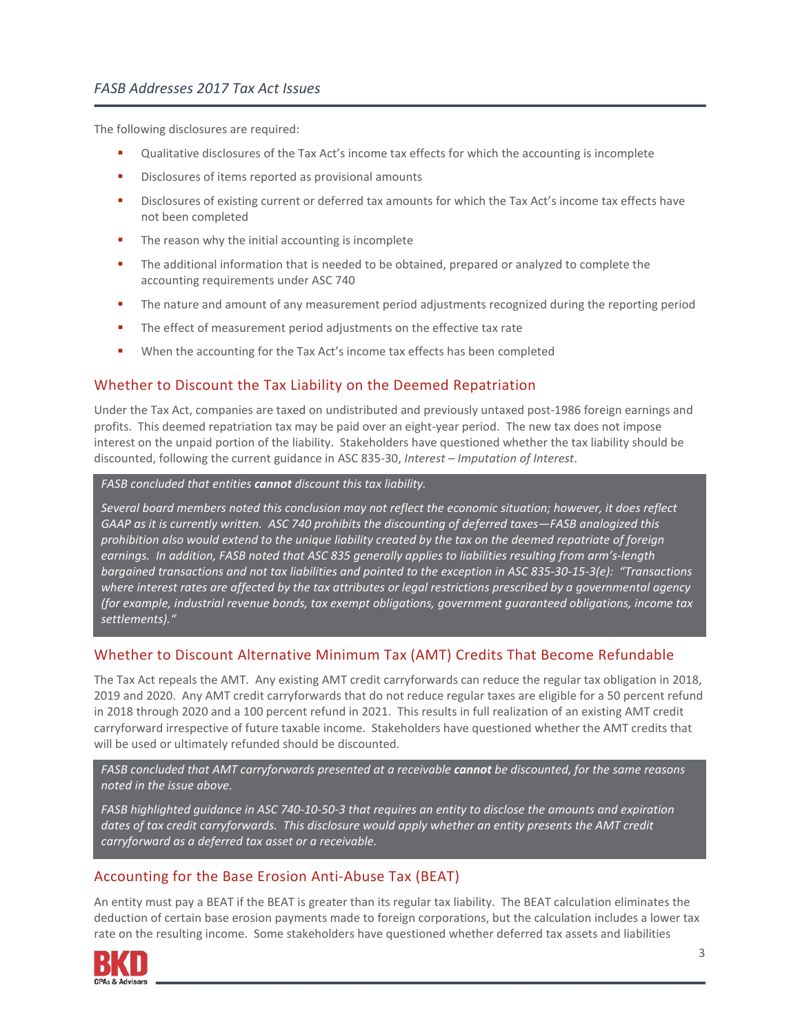The following disclosures are required:

- Qualitative disclosures of the Tax Act's income tax effects for which the accounting is incomplete
- Disclosures of items reported as provisional amounts
- Disclosures of existing current or deferred tax amounts for which the Tax Act's income tax effects have not been completed
- The reason why the initial accounting is incomplete
- The additional information that is needed to be obtained, prepared or analyzed to complete the accounting requirements under ASC 740
- The nature and amount of any measurement period adjustments recognized during the reporting period
- The effect of measurement period adjustments on the effective tax rate
- When the accounting for the Tax Act's income tax effects has been completed

## Whether to Discount the Tax Liability on the Deemed Repatriation

Under the Tax Act, companies are taxed on undistributed and previously untaxed post-1986 foreign earnings and profits. This deemed repatriation tax may be paid over an eight-year period. The new tax does not impose interest on the unpaid portion of the liability. Stakeholders have questioned whether the tax liability should be discounted, following the current guidance in ASC 835-30, *Interest – Imputation of Interest*.

> *FASB concluded that entities **cannot** discount this tax liability.*
>
> *Several board members noted this conclusion may not reflect the economic situation; however, it does reflect GAAP as it is currently written. ASC 740 prohibits the discounting of deferred taxes—FASB analogized this prohibition also would extend to the unique liability created by the tax on the deemed repatriate of foreign earnings. In addition, FASB noted that ASC 835 generally applies to liabilities resulting from arm's-length bargained transactions and not tax liabilities and pointed to the exception in ASC 835-30-15-3(e): "Transactions where interest rates are affected by the tax attributes or legal restrictions prescribed by a governmental agency (for example, industrial revenue bonds, tax exempt obligations, government guaranteed obligations, income tax settlements)."*

## Whether to Discount Alternative Minimum Tax (AMT) Credits That Become Refundable

The Tax Act repeals the AMT. Any existing AMT credit carryforwards can reduce the regular tax obligation in 2018, 2019 and 2020. Any AMT credit carryforwards that do not reduce regular taxes are eligible for a 50 percent refund in 2018 through 2020 and a 100 percent refund in 2021. This results in full realization of an existing AMT credit carryforward irrespective of future taxable income. Stakeholders have questioned whether the AMT credits that will be used or ultimately refunded should be discounted.

> *FASB concluded that AMT carryforwards presented at a receivable **cannot** be discounted, for the same reasons noted in the issue above.*
>
> *FASB highlighted guidance in ASC 740-10-50-3 that requires an entity to disclose the amounts and expiration dates of tax credit carryforwards. This disclosure would apply whether an entity presents the AMT credit carryforward as a deferred tax asset or a receivable.*

## Accounting for the Base Erosion Anti-Abuse Tax (BEAT)

An entity must pay a BEAT if the BEAT is greater than its regular tax liability. The BEAT calculation eliminates the deduction of certain base erosion payments made to foreign corporations, but the calculation includes a lower tax rate on the resulting income. Some stakeholders have questioned whether deferred tax assets and liabilities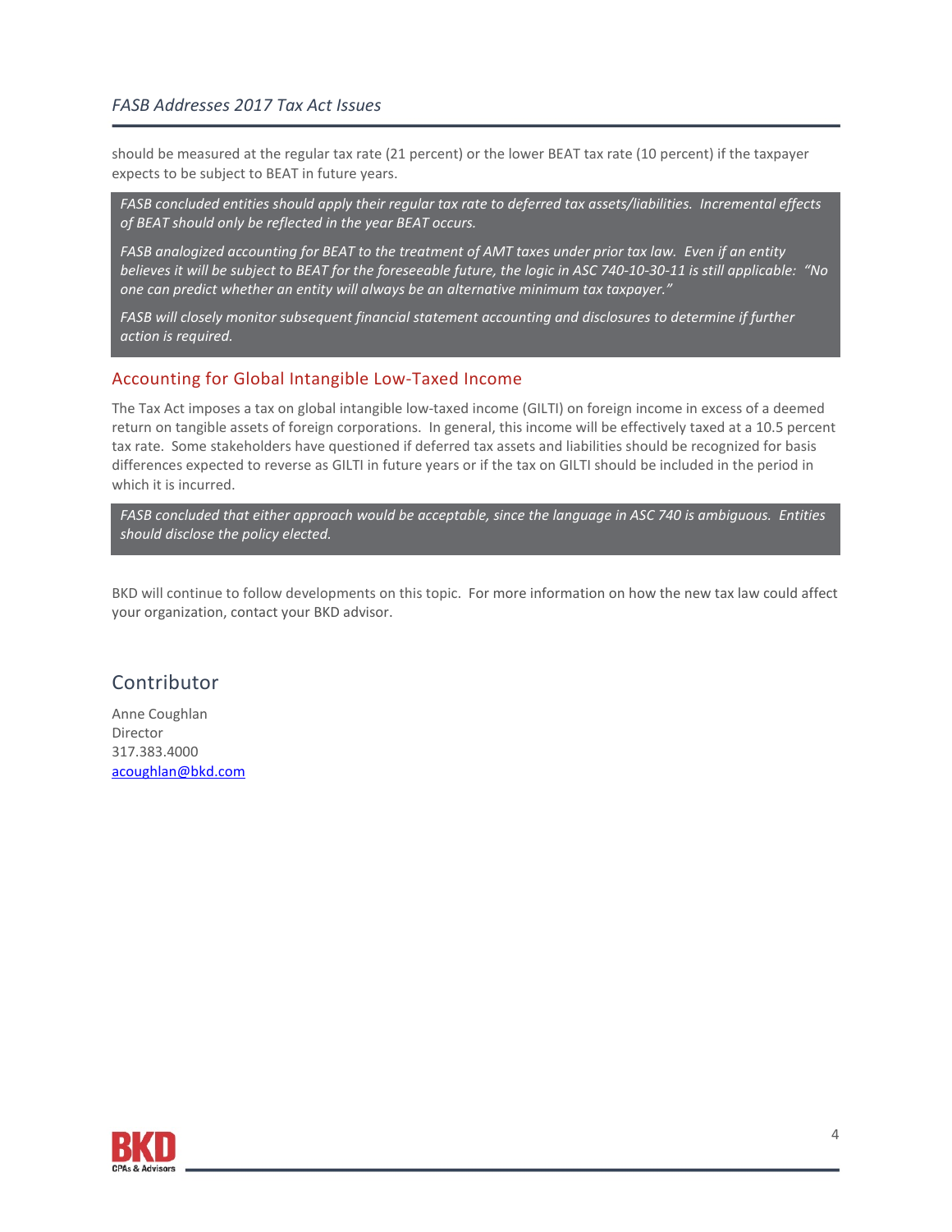should be measured at the regular tax rate (21 percent) or the lower BEAT tax rate (10 percent) if the taxpayer expects to be subject to BEAT in future years.

*FASB concluded entities should apply their regular tax rate to deferred tax assets/liabilities. Incremental effects of BEAT should only be reflected in the year BEAT occurs.*

*FASB analogized accounting for BEAT to the treatment of AMT taxes under prior tax law. Even if an entity believes it will be subject to BEAT for the foreseeable future, the logic in ASC 740-10-30-11 is still applicable: "No one can predict whether an entity will always be an alternative minimum tax taxpayer."*

*FASB will closely monitor subsequent financial statement accounting and disclosures to determine if further action is required.*

## Accounting for Global Intangible Low-Taxed Income

The Tax Act imposes a tax on global intangible low-taxed income (GILTI) on foreign income in excess of a deemed return on tangible assets of foreign corporations. In general, this income will be effectively taxed at a 10.5 percent tax rate. Some stakeholders have questioned if deferred tax assets and liabilities should be recognized for basis differences expected to reverse as GILTI in future years or if the tax on GILTI should be included in the period in which it is incurred.

*FASB concluded that either approach would be acceptable, since the language in ASC 740 is ambiguous. Entities should disclose the policy elected.*

BKD will continue to follow developments on this topic. For more information on how the new tax law could affect your organization, contact your BKD advisor.

## Contributor

Anne Coughlan
Director
317.383.4000
acoughlan@bkd.com